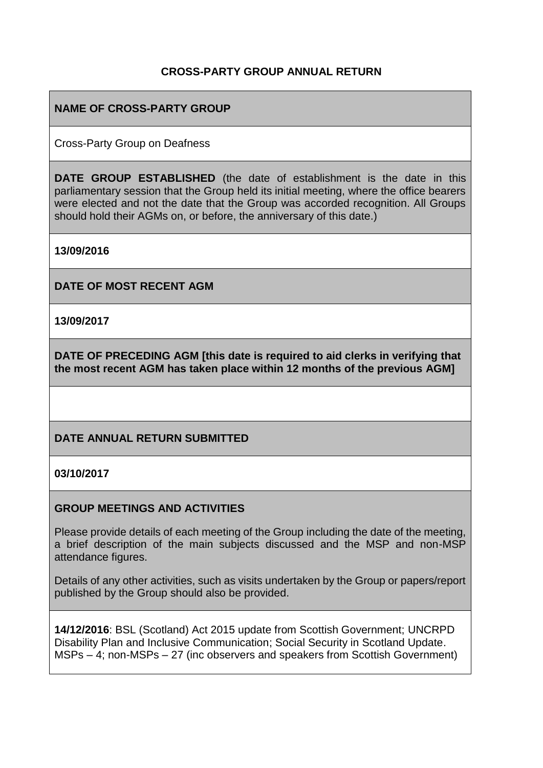# CROSS-PARTY GROUP ANNUAL RETURN

## NAME OF CROSS-PARTY GROUP

Cross-Party Group on Deafness

**DATE GROUP ESTABLISHED** (the date of establishment is the date in this parliamentary session that the Group held its initial meeting, where the office bearers were elected and not the date that the Group was accorded recognition. All Groups should hold their AGMs on, or before, the anniversary of this date.)

**13/09/2016**

## DATE OF MOST RECENT AGM

**13/09/2017**

**DATE OF PRECEDING AGM [this date is required to aid clerks in verifying that the most recent AGM has taken place within 12 months of the previous AGM]**

## DATE ANNUAL RETURN SUBMITTED

**03/10/2017**

## GROUP MEETINGS AND ACTIVITIES

Please provide details of each meeting of the Group including the date of the meeting, a brief description of the main subjects discussed and the MSP and non-MSP attendance figures.

Details of any other activities, such as visits undertaken by the Group or papers/report published by the Group should also be provided.

**14/12/2016**: BSL (Scotland) Act 2015 update from Scottish Government; UNCRPD Disability Plan and Inclusive Communication; Social Security in Scotland Update. MSPs – 4; non-MSPs – 27 (inc observers and speakers from Scottish Government)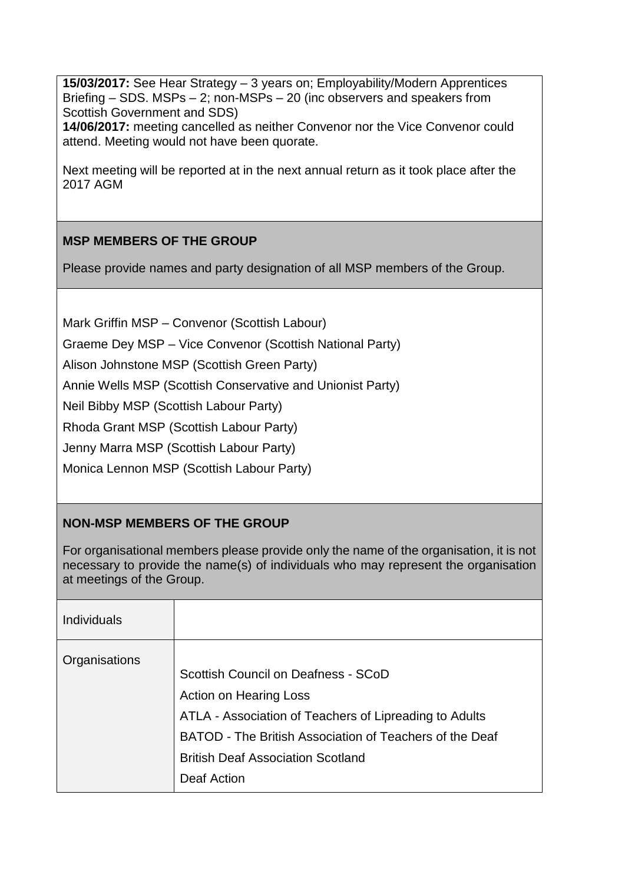**15/03/2017:** See Hear Strategy – 3 years on; Employability/Modern Apprentices Briefing – SDS. MSPs – 2; non-MSPs – 20 (inc observers and speakers from Scottish Government and SDS)

**14/06/2017:** meeting cancelled as neither Convenor nor the Vice Convenor could attend. Meeting would not have been quorate.

Next meeting will be reported at in the next annual return as it took place after the 2017 AGM

### MSP MEMBERS OF THE GROUP

Please provide names and party designation of all MSP members of the Group.

Mark Griffin MSP – Convenor (Scottish Labour)

Graeme Dey MSP – Vice Convenor (Scottish National Party)

Alison Johnstone MSP (Scottish Green Party)

Annie Wells MSP (Scottish Conservative and Unionist Party)

Neil Bibby MSP (Scottish Labour Party)

Rhoda Grant MSP (Scottish Labour Party)

Jenny Marra MSP (Scottish Labour Party)

Monica Lennon MSP (Scottish Labour Party)

### NON-MSP MEMBERS OF THE GROUP

For organisational members please provide only the name of the organisation, it is not necessary to provide the name(s) of individuals who may represent the organisation at meetings of the Group.

| | |
|---|---|
| Individuals | |
| Organisations | Scottish Council on Deafness - SCoD<br>Action on Hearing Loss<br>ATLA - Association of Teachers of Lipreading to Adults<br>BATOD - The British Association of Teachers of the Deaf<br>British Deaf Association Scotland<br>Deaf Action |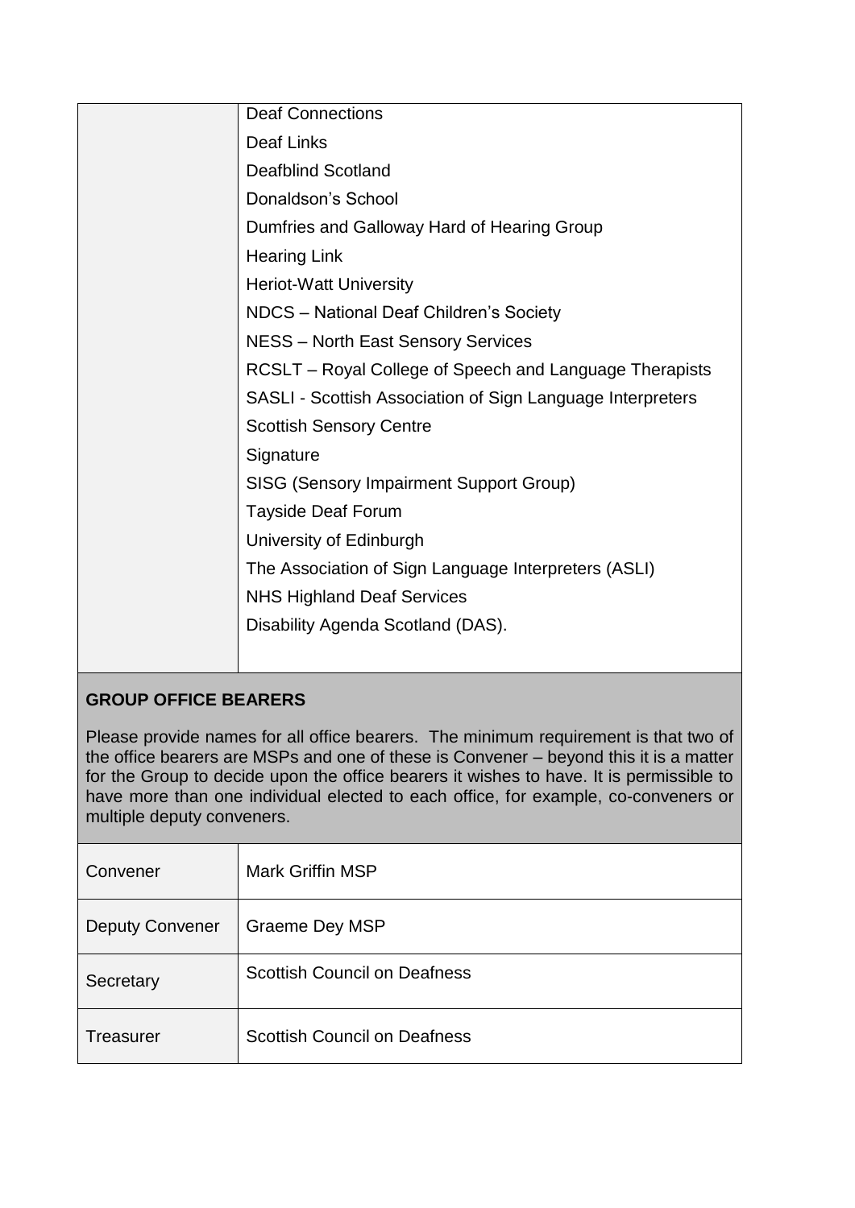| | |
|---|---|
| | Deaf Connections<br>Deaf Links<br>Deafblind Scotland<br>Donaldson's School<br>Dumfries and Galloway Hard of Hearing Group<br>Hearing Link<br>Heriot-Watt University<br>NDCS – National Deaf Children's Society<br>NESS – North East Sensory Services<br>RCSLT – Royal College of Speech and Language Therapists<br>SASLI - Scottish Association of Sign Language Interpreters<br>Scottish Sensory Centre<br>Signature<br>SISG (Sensory Impairment Support Group)<br>Tayside Deaf Forum<br>University of Edinburgh<br>The Association of Sign Language Interpreters (ASLI)<br>NHS Highland Deaf Services<br>Disability Agenda Scotland (DAS). |

**GROUP OFFICE BEARERS**

Please provide names for all office bearers. The minimum requirement is that two of the office bearers are MSPs and one of these is Convener – beyond this it is a matter for the Group to decide upon the office bearers it wishes to have. It is permissible to have more than one individual elected to each office, for example, co-conveners or multiple deputy conveners.

| | |
|---|---|
| Convener | Mark Griffin MSP |
| Deputy Convener | Graeme Dey MSP |
| Secretary | Scottish Council on Deafness |
| Treasurer | Scottish Council on Deafness |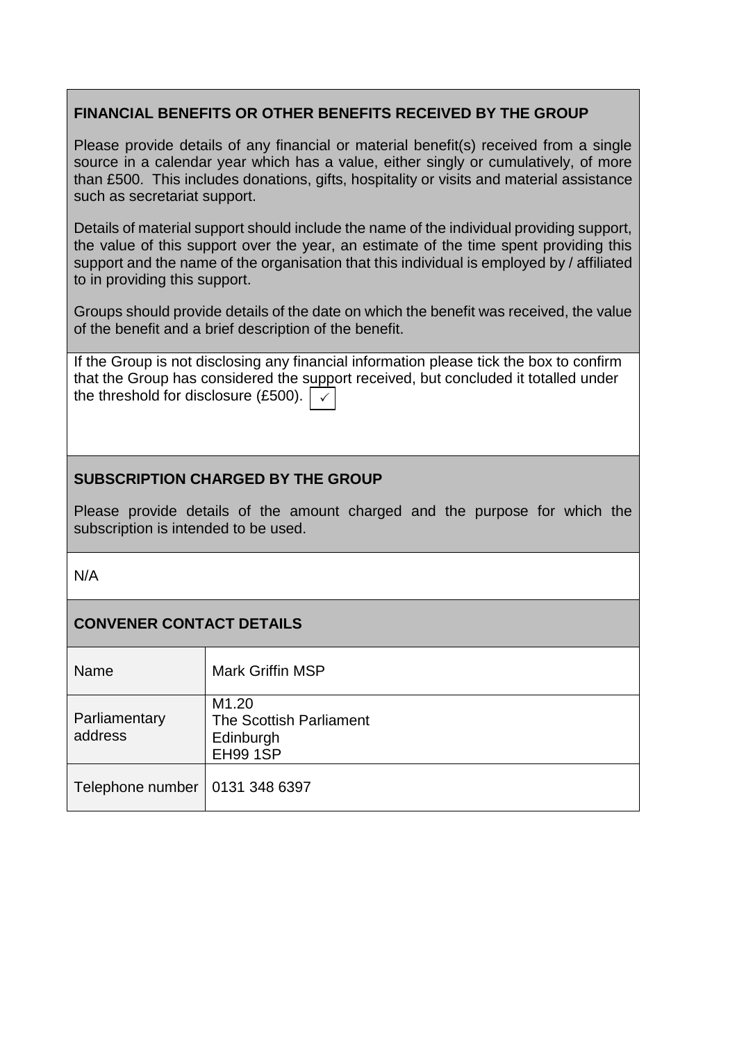## FINANCIAL BENEFITS OR OTHER BENEFITS RECEIVED BY THE GROUP

Please provide details of any financial or material benefit(s) received from a single source in a calendar year which has a value, either singly or cumulatively, of more than £500. This includes donations, gifts, hospitality or visits and material assistance such as secretariat support.

Details of material support should include the name of the individual providing support, the value of this support over the year, an estimate of the time spent providing this support and the name of the organisation that this individual is employed by / affiliated to in providing this support.

Groups should provide details of the date on which the benefit was received, the value of the benefit and a brief description of the benefit.

If the Group is not disclosing any financial information please tick the box to confirm that the Group has considered the support received, but concluded it totalled under the threshold for disclosure (£500). ✓

## SUBSCRIPTION CHARGED BY THE GROUP

Please provide details of the amount charged and the purpose for which the subscription is intended to be used.

N/A

## CONVENER CONTACT DETAILS

| | |
|---|---|
| Name | Mark Griffin MSP |
| Parliamentary address | M1.20<br>The Scottish Parliament<br>Edinburgh<br>EH99 1SP |
| Telephone number | 0131 348 6397 |